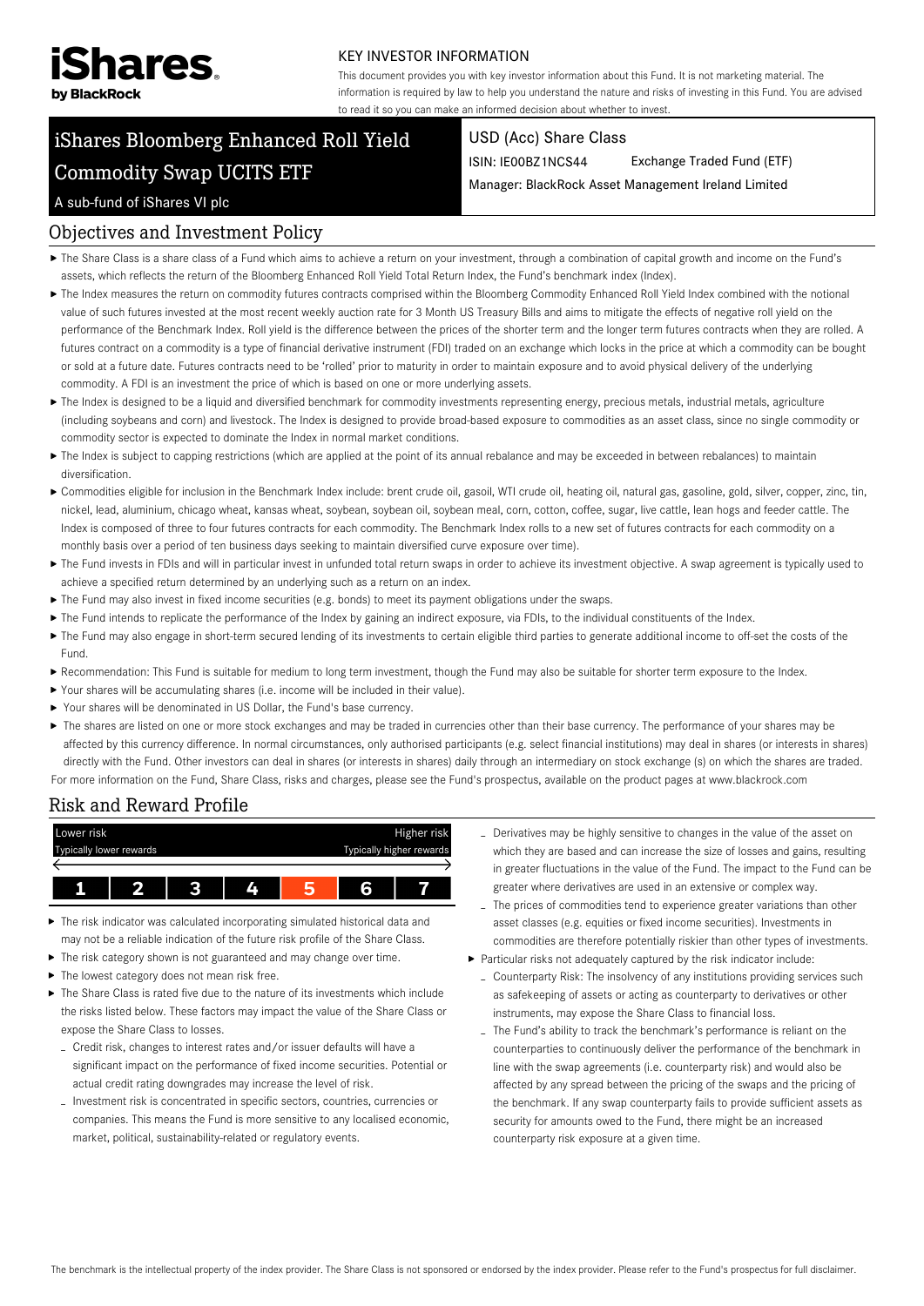iShares by BlackRock

KEY INVESTOR INFORMATION

This document provides you with key investor information about this Fund. It is not marketing material. The information is required by law to help you understand the nature and risks of investing in this Fund. You are advised to read it so you can make an informed decision about whether to invest.

# iShares Bloomberg Enhanced Roll Yield Commodity Swap UCITS ETF

A sub-fund of iShares VI plc

USD (Acc) Share Class

ISIN: IE00BZ1NCS44 Exchange Traded Fund (ETF)

Manager: BlackRock Asset Management Ireland Limited

## Objectives and Investment Policy

- The Share Class is a share class of a Fund which aims to achieve a return on your investment, through a combination of capital growth and income on the Fund's assets, which reflects the return of the Bloomberg Enhanced Roll Yield Total Return Index, the Fund's benchmark index (Index).
- The Index measures the return on commodity futures contracts comprised within the Bloomberg Commodity Enhanced Roll Yield Index combined with the notional value of such futures invested at the most recent weekly auction rate for 3 Month US Treasury Bills and aims to mitigate the effects of negative roll yield on the performance of the Benchmark Index. Roll yield is the difference between the prices of the shorter term and the longer term futures contracts when they are rolled. A futures contract on a commodity is a type of financial derivative instrument (FDI) traded on an exchange which locks in the price at which a commodity can be bought or sold at a future date. Futures contracts need to be 'rolled' prior to maturity in order to maintain exposure and to avoid physical delivery of the underlying commodity. A FDI is an investment the price of which is based on one or more underlying assets.
- The Index is designed to be a liquid and diversified benchmark for commodity investments representing energy, precious metals, industrial metals, agriculture (including soybeans and corn) and livestock. The Index is designed to provide broad-based exposure to commodities as an asset class, since no single commodity or commodity sector is expected to dominate the Index in normal market conditions.
- The Index is subject to capping restrictions (which are applied at the point of its annual rebalance and may be exceeded in between rebalances) to maintain diversification.
- Commodities eligible for inclusion in the Benchmark Index include: brent crude oil, gasoil, WTI crude oil, heating oil, natural gas, gasoline, gold, silver, copper, zinc, tin, nickel, lead, aluminium, chicago wheat, kansas wheat, soybean, soybean oil, soybean meal, corn, cotton, coffee, sugar, live cattle, lean hogs and feeder cattle. The Index is composed of three to four futures contracts for each commodity. The Benchmark Index rolls to a new set of futures contracts for each commodity on a monthly basis over a period of ten business days seeking to maintain diversified curve exposure over time).
- The Fund invests in FDIs and will in particular invest in unfunded total return swaps in order to achieve its investment objective. A swap agreement is typically used to achieve a specified return determined by an underlying such as a return on an index.
- The Fund may also invest in fixed income securities (e.g. bonds) to meet its payment obligations under the swaps.
- The Fund intends to replicate the performance of the Index by gaining an indirect exposure, via FDIs, to the individual constituents of the Index.
- The Fund may also engage in short-term secured lending of its investments to certain eligible third parties to generate additional income to off-set the costs of the Fund.
- Recommendation: This Fund is suitable for medium to long term investment, though the Fund may also be suitable for shorter term exposure to the Index.
- Your shares will be accumulating shares (i.e. income will be included in their value).
- Your shares will be denominated in US Dollar, the Fund's base currency.
- The shares are listed on one or more stock exchanges and may be traded in currencies other than their base currency. The performance of your shares may be affected by this currency difference. In normal circumstances, only authorised participants (e.g. select financial institutions) may deal in shares (or interests in shares) directly with the Fund. Other investors can deal in shares (or interests in shares) daily through an intermediary on stock exchange (s) on which the shares are traded.

For more information on the Fund, Share Class, risks and charges, please see the Fund's prospectus, available on the product pages at www.blackrock.com

## Risk and Reward Profile

| Lower risk<br>Typically lower rewards | | | | | | Higher risk<br>Typically higher rewards |
|---|---|---|---|---|---|---|
| 1 | 2 | 3 | 4 | **5** | 6 | 7 |

- The risk indicator was calculated incorporating simulated historical data and may not be a reliable indication of the future risk profile of the Share Class.
- The risk category shown is not guaranteed and may change over time.
- The lowest category does not mean risk free.
- The Share Class is rated five due to the nature of its investments which include the risks listed below. These factors may impact the value of the Share Class or expose the Share Class to losses.
  - Credit risk, changes to interest rates and/or issuer defaults will have a significant impact on the performance of fixed income securities. Potential or actual credit rating downgrades may increase the level of risk.
  - Investment risk is concentrated in specific sectors, countries, currencies or companies. This means the Fund is more sensitive to any localised economic, market, political, sustainability-related or regulatory events.
  - Derivatives may be highly sensitive to changes in the value of the asset on which they are based and can increase the size of losses and gains, resulting in greater fluctuations in the value of the Fund. The impact to the Fund can be greater where derivatives are used in an extensive or complex way.
  - The prices of commodities tend to experience greater variations than other asset classes (e.g. equities or fixed income securities). Investments in commodities are therefore potentially riskier than other types of investments.
- Particular risks not adequately captured by the risk indicator include:
  - Counterparty Risk: The insolvency of any institutions providing services such as safekeeping of assets or acting as counterparty to derivatives or other instruments, may expose the Share Class to financial loss.
  - The Fund's ability to track the benchmark's performance is reliant on the counterparties to continuously deliver the performance of the benchmark in line with the swap agreements (i.e. counterparty risk) and would also be affected by any spread between the pricing of the swaps and the pricing of the benchmark. If any swap counterparty fails to provide sufficient assets as security for amounts owed to the Fund, there might be an increased counterparty risk exposure at a given time.

The benchmark is the intellectual property of the index provider. The Share Class is not sponsored or endorsed by the index provider. Please refer to the Fund's prospectus for full disclaimer.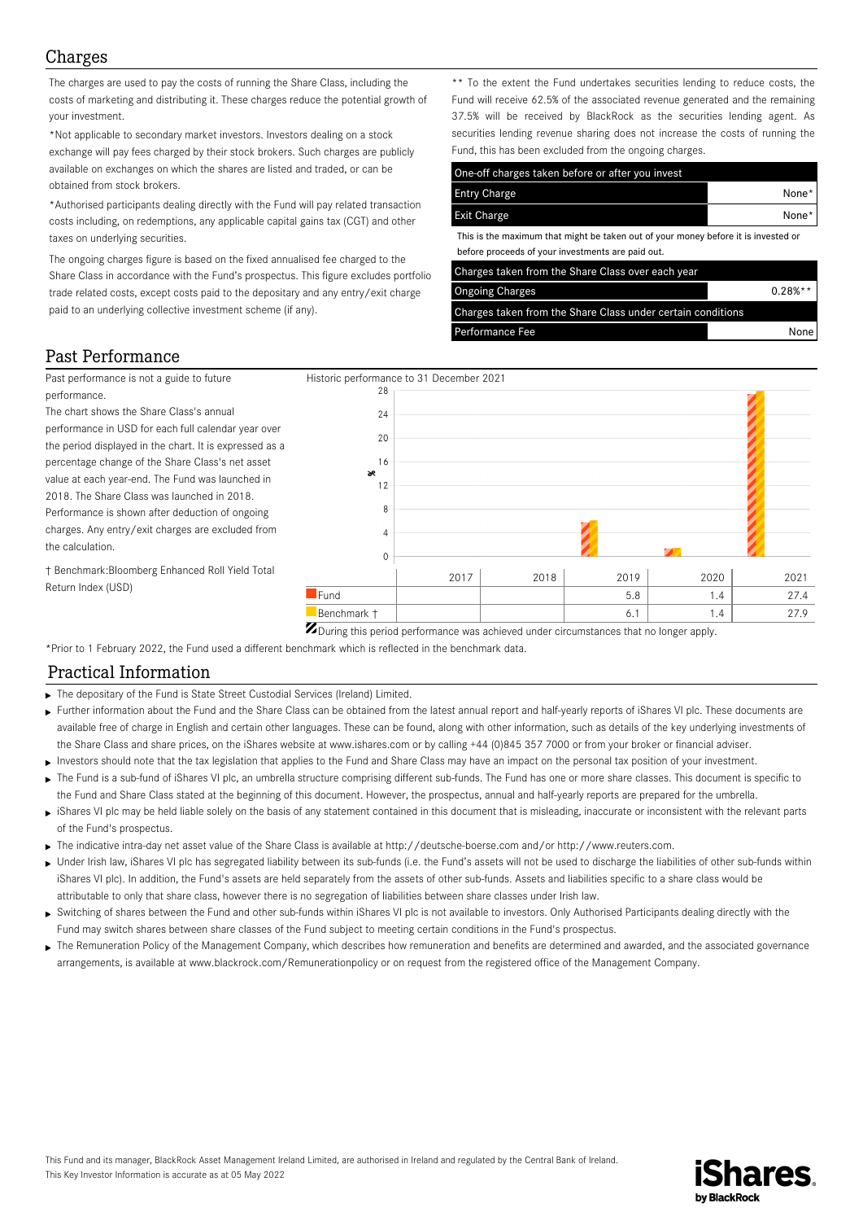## Charges

The charges are used to pay the costs of running the Share Class, including the costs of marketing and distributing it. These charges reduce the potential growth of your investment.

*Not applicable to secondary market investors. Investors dealing on a stock exchange will pay fees charged by their stock brokers. Such charges are publicly available on exchanges on which the shares are listed and traded, or can be obtained from stock brokers.

*Authorised participants dealing directly with the Fund will pay related transaction costs including, on redemptions, any applicable capital gains tax (CGT) and other taxes on underlying securities.

The ongoing charges figure is based on the fixed annualised fee charged to the Share Class in accordance with the Fund's prospectus. This figure excludes portfolio trade related costs, except costs paid to the depositary and any entry/exit charge paid to an underlying collective investment scheme (if any).

** To the extent the Fund undertakes securities lending to reduce costs, the Fund will receive 62.5% of the associated revenue generated and the remaining 37.5% will be received by BlackRock as the securities lending agent. As securities lending revenue sharing does not increase the costs of running the Fund, this has been excluded from the ongoing charges.

| One-off charges taken before or after you invest | |
|---|---|
| Entry Charge | None* |
| Exit Charge | None* |

This is the maximum that might be taken out of your money before it is invested or before proceeds of your investments are paid out.

| Charges taken from the Share Class over each year | |
|---|---|
| Ongoing Charges | 0.28%** |
| **Charges taken from the Share Class under certain conditions** | |
| Performance Fee | None |

## Past Performance

Past performance is not a guide to future performance.

The chart shows the Share Class's annual performance in USD for each full calendar year over the period displayed in the chart. It is expressed as a percentage change of the Share Class's net asset value at each year-end. The Fund was launched in 2018. The Share Class was launched in 2018.

Performance is shown after deduction of ongoing charges. Any entry/exit charges are excluded from the calculation.

† Benchmark:Bloomberg Enhanced Roll Yield Total Return Index (USD)

Historic performance to 31 December 2021

%

28
24
20
16
12
8
4
0

| | 2017 | 2018 | 2019 | 2020 | 2021 |
|---|---|---|---|---|---|
| Fund | | | 5.8 | 1.4 | 27.4 |
| Benchmark † | | | 6.1 | 1.4 | 27.9 |

During this period performance was achieved under circumstances that no longer apply.

*Prior to 1 February 2022, the Fund used a different benchmark which is reflected in the benchmark data.

## Practical Information

- The depositary of the Fund is State Street Custodial Services (Ireland) Limited.
- Further information about the Fund and the Share Class can be obtained from the latest annual report and half-yearly reports of iShares VI plc. These documents are available free of charge in English and certain other languages. These can be found, along with other information, such as details of the key underlying investments of the Share Class and share prices, on the iShares website at www.ishares.com or by calling +44 (0)845 357 7000 or from your broker or financial adviser.
- Investors should note that the tax legislation that applies to the Fund and Share Class may have an impact on the personal tax position of your investment.
- The Fund is a sub-fund of iShares VI plc, an umbrella structure comprising different sub-funds. The Fund has one or more share classes. This document is specific to the Fund and Share Class stated at the beginning of this document. However, the prospectus, annual and half-yearly reports are prepared for the umbrella.
- iShares VI plc may be held liable solely on the basis of any statement contained in this document that is misleading, inaccurate or inconsistent with the relevant parts of the Fund's prospectus.
- The indicative intra-day net asset value of the Share Class is available at http://deutsche-boerse.com and/or http://www.reuters.com.
- Under Irish law, iShares VI plc has segregated liability between its sub-funds (i.e. the Fund's assets will not be used to discharge the liabilities of other sub-funds within iShares VI plc). In addition, the Fund's assets are held separately from the assets of other sub-funds. Assets and liabilities specific to a share class would be attributable to only that share class, however there is no segregation of liabilities between share classes under Irish law.
- Switching of shares between the Fund and other sub-funds within iShares VI plc is not available to investors. Only Authorised Participants dealing directly with the Fund may switch shares between share classes of the Fund subject to meeting certain conditions in the Fund's prospectus.
- The Remuneration Policy of the Management Company, which describes how remuneration and benefits are determined and awarded, and the associated governance arrangements, is available at www.blackrock.com/Remunerationpolicy or on request from the registered office of the Management Company.

This Fund and its manager, BlackRock Asset Management Ireland Limited, are authorised in Ireland and regulated by the Central Bank of Ireland.
This Key Investor Information is accurate as at 05 May 2022